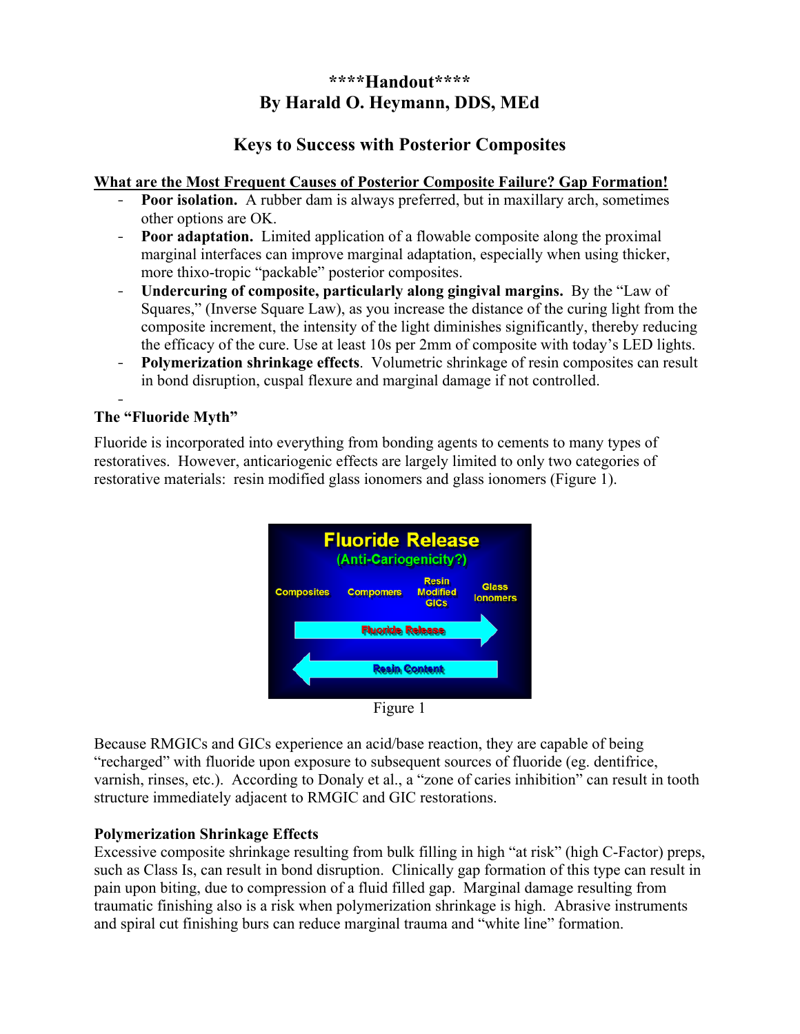# ****Handout****
# By Harald O. Heymann, DDS, MEd

## Keys to Success with Posterior Composites

**What are the Most Frequent Causes of Posterior Composite Failure? Gap Formation!**

- **Poor isolation.** A rubber dam is always preferred, but in maxillary arch, sometimes other options are OK.
- **Poor adaptation.** Limited application of a flowable composite along the proximal marginal interfaces can improve marginal adaptation, especially when using thicker, more thixo-tropic "packable" posterior composites.
- **Undercuring of composite, particularly along gingival margins.** By the "Law of Squares," (Inverse Square Law), as you increase the distance of the curing light from the composite increment, the intensity of the light diminishes significantly, thereby reducing the efficacy of the cure. Use at least 10s per 2mm of composite with today's LED lights.
- **Polymerization shrinkage effects**. Volumetric shrinkage of resin composites can result in bond disruption, cuspal flexure and marginal damage if not controlled.
-

### The "Fluoride Myth"

Fluoride is incorporated into everything from bonding agents to cements to many types of restoratives. However, anticariogenic effects are largely limited to only two categories of restorative materials: resin modified glass ionomers and glass ionomers (Figure 1).

Figure 1

Because RMGICs and GICs experience an acid/base reaction, they are capable of being "recharged" with fluoride upon exposure to subsequent sources of fluoride (eg. dentifrice, varnish, rinses, etc.). According to Donaly et al., a "zone of caries inhibition" can result in tooth structure immediately adjacent to RMGIC and GIC restorations.

### Polymerization Shrinkage Effects

Excessive composite shrinkage resulting from bulk filling in high "at risk" (high C-Factor) preps, such as Class Is, can result in bond disruption. Clinically gap formation of this type can result in pain upon biting, due to compression of a fluid filled gap. Marginal damage resulting from traumatic finishing also is a risk when polymerization shrinkage is high. Abrasive instruments and spiral cut finishing burs can reduce marginal trauma and "white line" formation.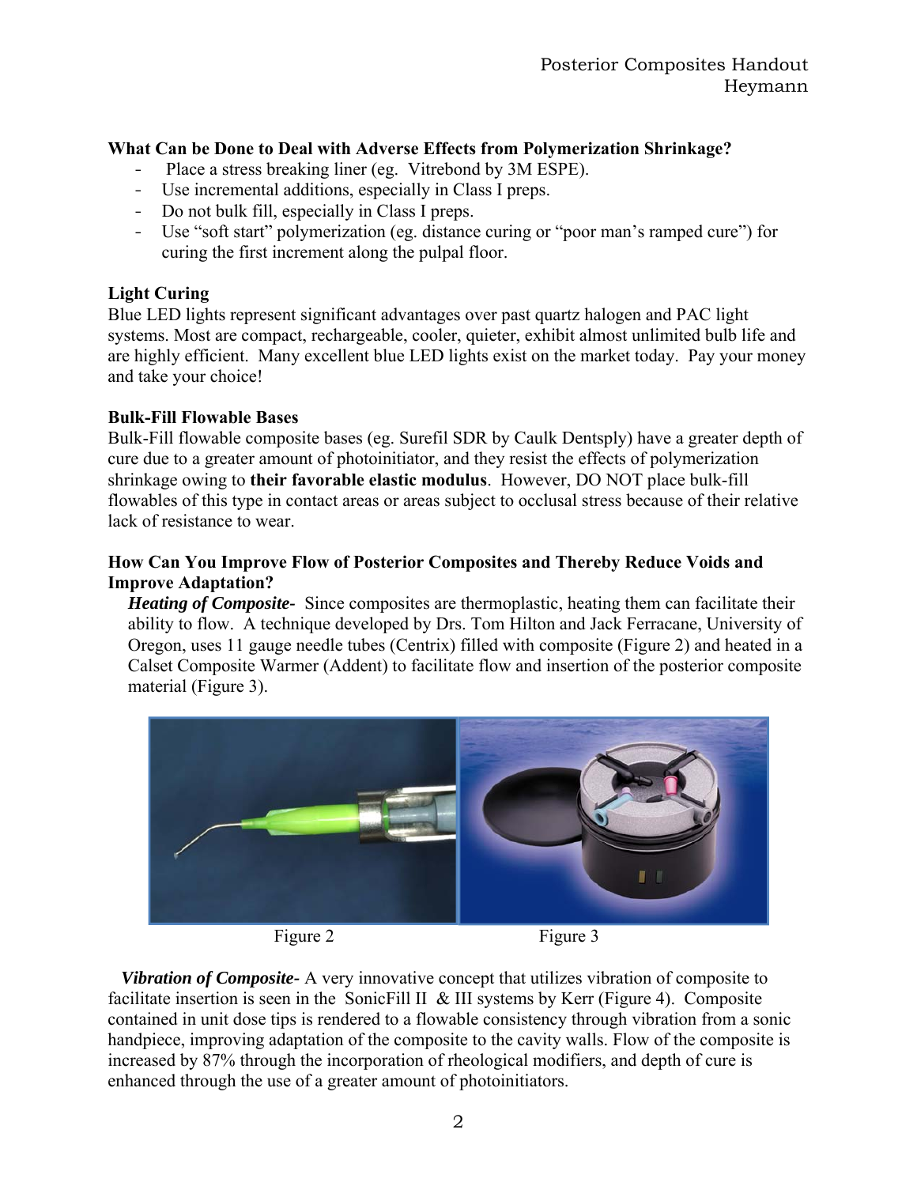**What Can be Done to Deal with Adverse Effects from Polymerization Shrinkage?**

- Place a stress breaking liner (eg. Vitrebond by 3M ESPE).
- Use incremental additions, especially in Class I preps.
- Do not bulk fill, especially in Class I preps.
- Use "soft start" polymerization (eg. distance curing or "poor man's ramped cure") for curing the first increment along the pulpal floor.

**Light Curing**

Blue LED lights represent significant advantages over past quartz halogen and PAC light systems. Most are compact, rechargeable, cooler, quieter, exhibit almost unlimited bulb life and are highly efficient. Many excellent blue LED lights exist on the market today. Pay your money and take your choice!

**Bulk-Fill Flowable Bases**

Bulk-Fill flowable composite bases (eg. Surefil SDR by Caulk Dentsply) have a greater depth of cure due to a greater amount of photoinitiator, and they resist the effects of polymerization shrinkage owing to **their favorable elastic modulus**. However, DO NOT place bulk-fill flowables of this type in contact areas or areas subject to occlusal stress because of their relative lack of resistance to wear.

**How Can You Improve Flow of Posterior Composites and Thereby Reduce Voids and Improve Adaptation?**

***Heating of Composite***- Since composites are thermoplastic, heating them can facilitate their ability to flow. A technique developed by Drs. Tom Hilton and Jack Ferracane, University of Oregon, uses 11 gauge needle tubes (Centrix) filled with composite (Figure 2) and heated in a Calset Composite Warmer (Addent) to facilitate flow and insertion of the posterior composite material (Figure 3).

Figure 2

Figure 3

***Vibration of Composite***- A very innovative concept that utilizes vibration of composite to facilitate insertion is seen in the SonicFill II & III systems by Kerr (Figure 4). Composite contained in unit dose tips is rendered to a flowable consistency through vibration from a sonic handpiece, improving adaptation of the composite to the cavity walls. Flow of the composite is increased by 87% through the incorporation of rheological modifiers, and depth of cure is enhanced through the use of a greater amount of photoinitiators.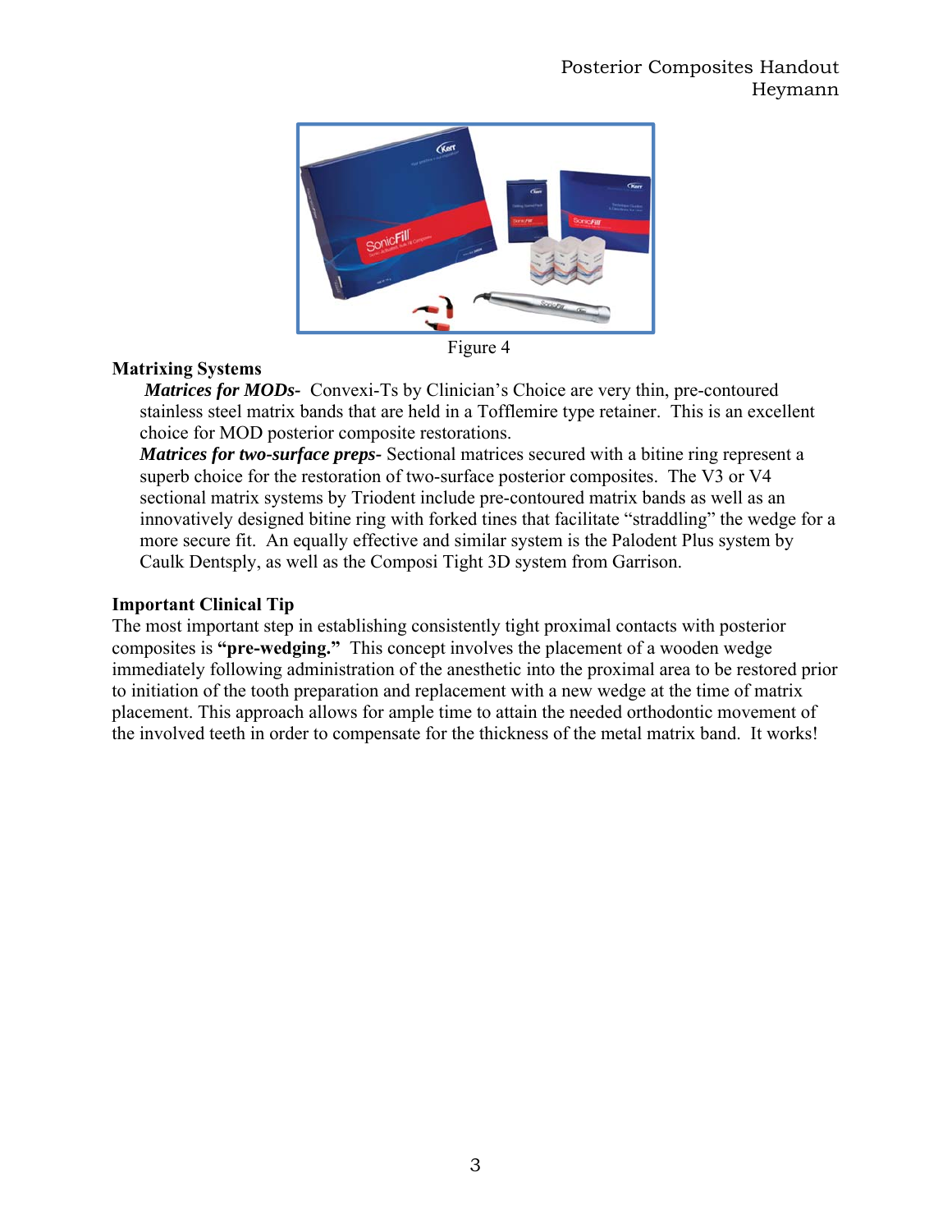Figure 4

**Matrixing Systems**

***Matrices for MODs***- Convexi-Ts by Clinician's Choice are very thin, pre-contoured stainless steel matrix bands that are held in a Tofflemire type retainer. This is an excellent choice for MOD posterior composite restorations.

***Matrices for two-surface preps***- Sectional matrices secured with a bitine ring represent a superb choice for the restoration of two-surface posterior composites. The V3 or V4 sectional matrix systems by Triodent include pre-contoured matrix bands as well as an innovatively designed bitine ring with forked tines that facilitate "straddling" the wedge for a more secure fit. An equally effective and similar system is the Palodent Plus system by Caulk Dentsply, as well as the Composi Tight 3D system from Garrison.

**Important Clinical Tip**

The most important step in establishing consistently tight proximal contacts with posterior composites is **"pre-wedging."** This concept involves the placement of a wooden wedge immediately following administration of the anesthetic into the proximal area to be restored prior to initiation of the tooth preparation and replacement with a new wedge at the time of matrix placement. This approach allows for ample time to attain the needed orthodontic movement of the involved teeth in order to compensate for the thickness of the metal matrix band. It works!